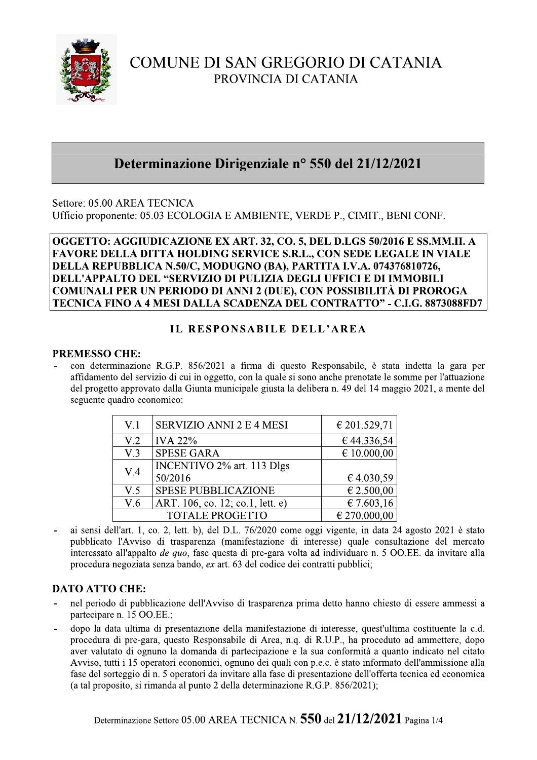# COMUNE DI SAN GREGORIO DI CATANIA
PROVINCIA DI CATANIA

## Determinazione Dirigenziale n° 550 del 21/12/2021

Settore: 05.00 AREA TECNICA
Ufficio proponente: 05.03 ECOLOGIA E AMBIENTE, VERDE P., CIMIT., BENI CONF.

**OGGETTO: AGGIUDICAZIONE EX ART. 32, CO. 5, DEL D.LGS 50/2016 E SS.MM.II. A FAVORE DELLA DITTA HOLDING SERVICE S.R.L., CON SEDE LEGALE IN VIALE DELLA REPUBBLICA N.50/C, MODUGNO (BA), PARTITA I.V.A. 074376810726, DELL'APPALTO DEL "SERVIZIO DI PULIZIA DEGLI UFFICI E DI IMMOBILI COMUNALI PER UN PERIODO DI ANNI 2 (DUE), CON POSSIBILITÀ DI PROROGA TECNICA FINO A 4 MESI DALLA SCADENZA DEL CONTRATTO" - C.I.G. 8873088FD7**

### IL RESPONSABILE DELL'AREA

**PREMESSO CHE:**

- con determinazione R.G.P. 856/2021 a firma di questo Responsabile, è stata indetta la gara per affidamento del servizio di cui in oggetto, con la quale si sono anche prenotate le somme per l'attuazione del progetto approvato dalla Giunta municipale giusta la delibera n. 49 del 14 maggio 2021, a mente del seguente quadro economico:

| | | |
|---|---|---|
| V.1 | SERVIZIO ANNI 2 E 4 MESI | € 201.529,71 |
| V.2 | IVA 22% | € 44.336,54 |
| V.3 | SPESE GARA | € 10.000,00 |
| V.4 | INCENTIVO 2% art. 113 Dlgs 50/2016 | € 4.030,59 |
| V.5 | SPESE PUBBLICAZIONE | € 2.500,00 |
| V.6 | ART. 106, co. 12; co.1, lett. e) | € 7.603,16 |
| | TOTALE PROGETTO | € 270.000,00 |

- ai sensi dell'art. 1, co. 2, lett. b), del D.L. 76/2020 come oggi vigente, in data 24 agosto 2021 è stato pubblicato l'Avviso di trasparenza (manifestazione di interesse) quale consultazione del mercato interessato all'appalto *de quo*, fase questa di pre-gara volta ad individuare n. 5 OO.EE. da invitare alla procedura negoziata senza bando, *ex* art. 63 del codice dei contratti pubblici;

**DATO ATTO CHE:**

- nel periodo di pubblicazione dell'Avviso di trasparenza prima detto hanno chiesto di essere ammessi a partecipare n. 15 OO.EE.;
- dopo la data ultima di presentazione della manifestazione di interesse, quest'ultima costituente la c.d. procedura di pre-gara, questo Responsabile di Area, n.q. di R.U.P., ha proceduto ad ammettere, dopo aver valutato di ognuno la domanda di partecipazione e la sua conformità a quanto indicato nel citato Avviso, tutti i 15 operatori economici, ognuno dei quali con p.e.c. è stato informato dell'ammissione alla fase del sorteggio di n. 5 operatori da invitare alla fase di presentazione dell'offerta tecnica ed economica (a tal proposito, si rimanda al punto 2 della determinazione R.G.P. 856/2021);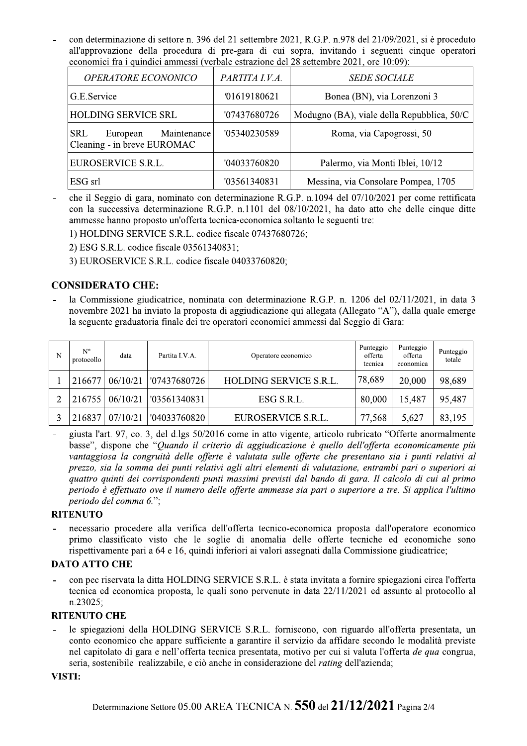- con determinazione di settore n. 396 del 21 settembre 2021, R.G.P. n.978 del 21/09/2021, si è proceduto all'approvazione della procedura di pre-gara di cui sopra, invitando i seguenti cinque operatori economici fra i quindici ammessi (verbale estrazione del 28 settembre 2021, ore 10:09):

| *OPERATORE ECONONICO* | *PARTITA I.V.A.* | *SEDE SOCIALE* |
|---|---|---|
| G.E.Service | '01619180621 | Bonea (BN), via Lorenzoni 3 |
| HOLDING SERVICE SRL | '07437680726 | Modugno (BA), viale della Repubblica, 50/C |
| SRL European Maintenance Cleaning - in breve EUROMAC | '05340230589 | Roma, via Capogrossi, 50 |
| EUROSERVICE S.R.L. | '04033760820 | Palermo, via Monti Iblei, 10/12 |
| ESG srl | '03561340831 | Messina, via Consolare Pompea, 1705 |

- che il Seggio di gara, nominato con determinazione R.G.P. n.1094 del 07/10/2021 per come rettificata con la successiva determinazione R.G.P. n.1101 del 08/10/2021, ha dato atto che delle cinque ditte ammesse hanno proposto un'offerta tecnica-economica soltanto le seguenti tre:

  1) HOLDING SERVICE S.R.L. codice fiscale 07437680726;

  2) ESG S.R.L. codice fiscale 03561340831;

  3) EUROSERVICE S.R.L. codice fiscale 04033760820;

## CONSIDERATO CHE:

- la Commissione giudicatrice, nominata con determinazione R.G.P. n. 1206 del 02/11/2021, in data 3 novembre 2021 ha inviato la proposta di aggiudicazione qui allegata (Allegato "A"), dalla quale emerge la seguente graduatoria finale dei tre operatori economici ammessi dal Seggio di Gara:

| N | N° protocollo | data | Partita I.V.A. | Operatore economico | Punteggio offerta tecnica | Punteggio offerta economica | Punteggio totale |
|---|---|---|---|---|---|---|---|
| 1 | 216677 | 06/10/21 | '07437680726 | HOLDING SERVICE S.R.L. | 78,689 | 20,000 | 98,689 |
| 2 | 216755 | 06/10/21 | '03561340831 | ESG S.R.L. | 80,000 | 15,487 | 95,487 |
| 3 | 216837 | 07/10/21 | '04033760820 | EUROSERVICE S.R.L. | 77,568 | 5,627 | 83,195 |

- giusta l'art. 97, co. 3, del d.lgs 50/2016 come in atto vigente, articolo rubricato "Offerte anormalmente basse", dispone che "*Quando il criterio di aggiudicazione è quello dell'offerta economicamente più vantaggiosa la congruità delle offerte è valutata sulle offerte che presentano sia i punti relativi al prezzo, sia la somma dei punti relativi agli altri elementi di valutazione, entrambi pari o superiori ai quattro quinti dei corrispondenti punti massimi previsti dal bando di gara. Il calcolo di cui al primo periodo è effettuato ove il numero delle offerte ammesse sia pari o superiore a tre. Si applica l'ultimo periodo del comma 6.*";

## RITENUTO

- necessario procedere alla verifica dell'offerta tecnico-economica proposta dall'operatore economico primo classificato visto che le soglie di anomalia delle offerte tecniche ed economiche sono rispettivamente pari a 64 e 16, quindi inferiori ai valori assegnati dalla Commissione giudicatrice;

## DATO ATTO CHE

- con pec riservata la ditta HOLDING SERVICE S.R.L. è stata invitata a fornire spiegazioni circa l'offerta tecnica ed economica proposta, le quali sono pervenute in data 22/11/2021 ed assunte al protocollo al n.23025;

## RITENUTO CHE

- le spiegazioni della HOLDING SERVICE S.R.L. forniscono, con riguardo all'offerta presentata, un conto economico che appare sufficiente a garantire il servizio da affidare secondo le modalità previste nel capitolato di gara e nell'offerta tecnica presentata, motivo per cui si valuta l'offerta *de qua* congrua, seria, sostenibile realizzabile, e ciò anche in considerazione del *rating* dell'azienda;

## VISTI: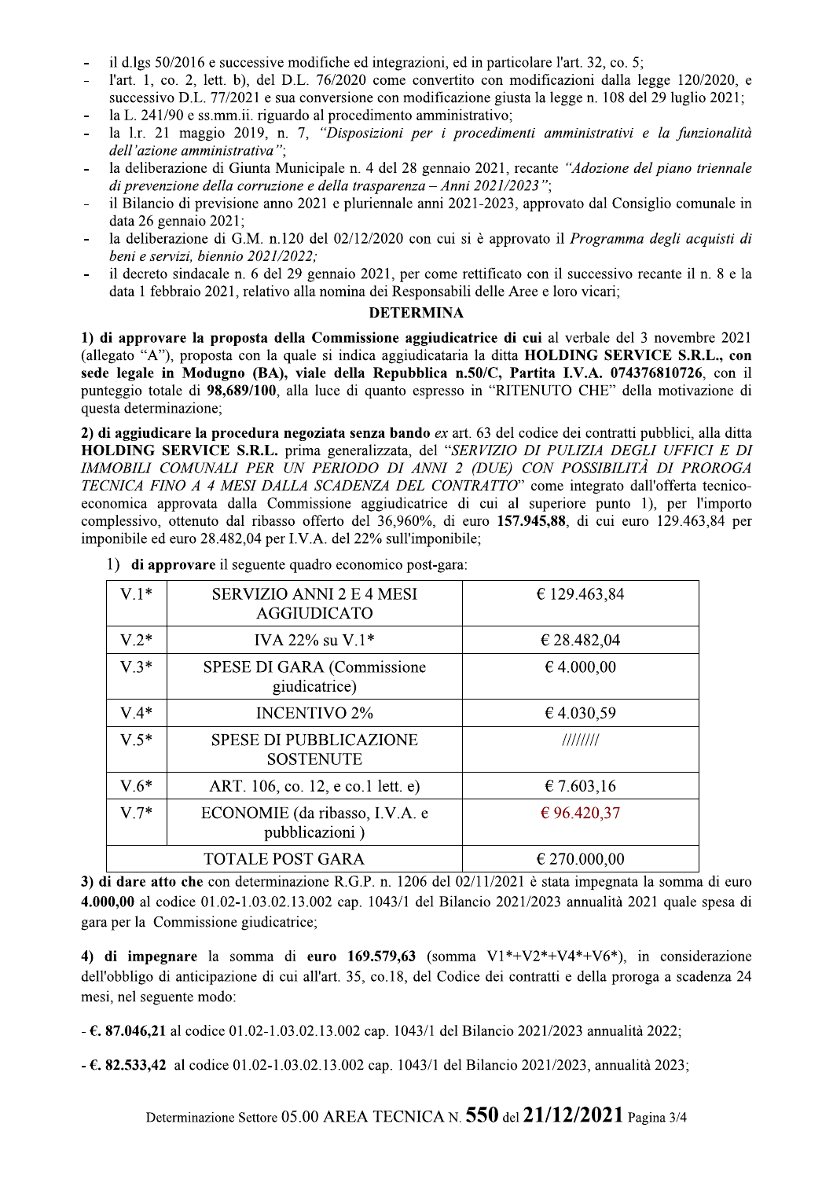- il d.lgs 50/2016 e successive modifiche ed integrazioni, ed in particolare l'art. 32, co. 5;
- l'art. 1, co. 2, lett. b), del D.L. 76/2020 come convertito con modificazioni dalla legge 120/2020, e successivo D.L. 77/2021 e sua conversione con modificazione giusta la legge n. 108 del 29 luglio 2021;
- la L. 241/90 e ss.mm.ii. riguardo al procedimento amministrativo;
- la l.r. 21 maggio 2019, n. 7, *"Disposizioni per i procedimenti amministrativi e la funzionalità dell'azione amministrativa"*;
- la deliberazione di Giunta Municipale n. 4 del 28 gennaio 2021, recante *"Adozione del piano triennale di prevenzione della corruzione e della trasparenza – Anni 2021/2023"*;
- il Bilancio di previsione anno 2021 e pluriennale anni 2021-2023, approvato dal Consiglio comunale in data 26 gennaio 2021;
- la deliberazione di G.M. n.120 del 02/12/2020 con cui si è approvato il *Programma degli acquisti di beni e servizi, biennio 2021/2022;*
- il decreto sindacale n. 6 del 29 gennaio 2021, per come rettificato con il successivo recante il n. 8 e la data 1 febbraio 2021, relativo alla nomina dei Responsabili delle Aree e loro vicari;

## DETERMINA

**1) di approvare la proposta della Commissione aggiudicatrice di cui** al verbale del 3 novembre 2021 (allegato "A"), proposta con la quale si indica aggiudicataria la ditta **HOLDING SERVICE S.R.L., con sede legale in Modugno (BA), viale della Repubblica n.50/C, Partita I.V.A. 074376810726**, con il punteggio totale di **98,689/100**, alla luce di quanto espresso in "RITENUTO CHE" della motivazione di questa determinazione;

**2) di aggiudicare la procedura negoziata senza bando** *ex* art. 63 del codice dei contratti pubblici, alla ditta **HOLDING SERVICE S.R.L.** prima generalizzata, del "*SERVIZIO DI PULIZIA DEGLI UFFICI E DI IMMOBILI COMUNALI PER UN PERIODO DI ANNI 2 (DUE) CON POSSIBILITÀ DI PROROGA TECNICA FINO A 4 MESI DALLA SCADENZA DEL CONTRATTO*" come integrato dall'offerta tecnico-economica approvata dalla Commissione aggiudicatrice di cui al superiore punto 1), per l'importo complessivo, ottenuto dal ribasso offerto del 36,960%, di euro **157.945,88**, di cui euro 129.463,84 per imponibile ed euro 28.482,04 per I.V.A. del 22% sull'imponibile;

1) **di approvare** il seguente quadro economico post-gara:

| | | |
|---|---|---|
| V.1* | SERVIZIO ANNI 2 E 4 MESI AGGIUDICATO | € 129.463,84 |
| V.2* | IVA 22% su V.1* | € 28.482,04 |
| V.3* | SPESE DI GARA (Commissione giudicatrice) | € 4.000,00 |
| V.4* | INCENTIVO 2% | € 4.030,59 |
| V.5* | SPESE DI PUBBLICAZIONE SOSTENUTE | //////// |
| V.6* | ART. 106, co. 12, e co.1 lett. e) | € 7.603,16 |
| V.7* | ECONOMIE (da ribasso, I.V.A. e pubblicazioni ) | € 96.420,37 |
| TOTALE POST GARA | | € 270.000,00 |

**3) di dare atto che** con determinazione R.G.P. n. 1206 del 02/11/2021 è stata impegnata la somma di euro **4.000,00** al codice 01.02-1.03.02.13.002 cap. 1043/1 del Bilancio 2021/2023 annualità 2021 quale spesa di gara per la Commissione giudicatrice;

**4) di impegnare** la somma di **euro 169.579,63** (somma V1*+V2*+V4*+V6*), in considerazione dell'obbligo di anticipazione di cui all'art. 35, co.18, del Codice dei contratti e della proroga a scadenza 24 mesi, nel seguente modo:

- **€. 87.046,21** al codice 01.02-1.03.02.13.002 cap. 1043/1 del Bilancio 2021/2023 annualità 2022;

- **€. 82.533,42** al codice 01.02-1.03.02.13.002 cap. 1043/1 del Bilancio 2021/2023, annualità 2023;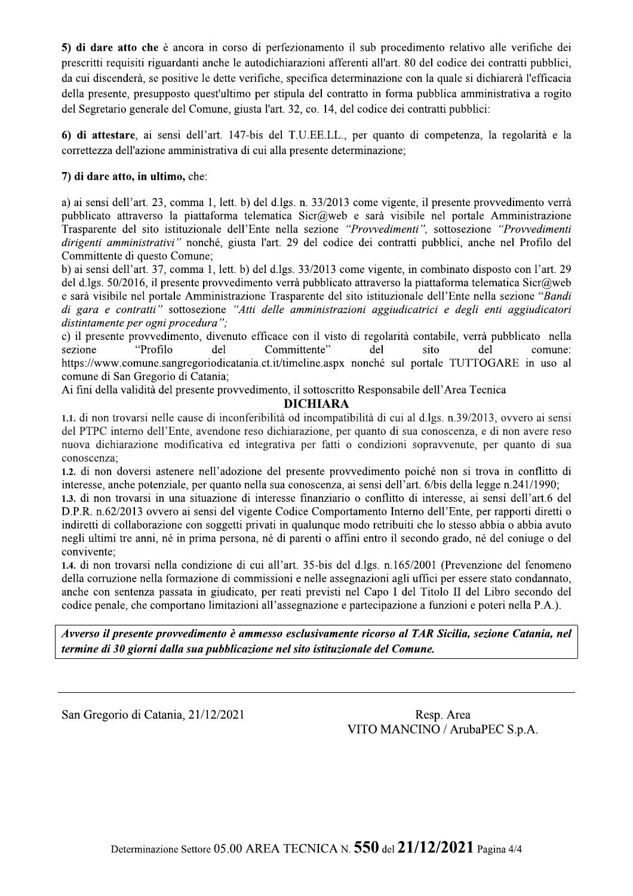**5) di dare atto che** è ancora in corso di perfezionamento il sub procedimento relativo alle verifiche dei prescritti requisiti riguardanti anche le autodichiarazioni afferenti all'art. 80 del codice dei contratti pubblici, da cui discenderà, se positive le dette verifiche, specifica determinazione con la quale si dichiarerà l'efficacia della presente, presupposto quest'ultimo per stipula del contratto in forma pubblica amministrativa a rogito del Segretario generale del Comune, giusta l'art. 32, co. 14, del codice dei contratti pubblici:

**6) di attestare**, ai sensi dell'art. 147-bis del T.U.EE.LL., per quanto di competenza, la regolarità e la correttezza dell'azione amministrativa di cui alla presente determinazione;

**7) di dare atto, in ultimo,** che:

a) ai sensi dell'art. 23, comma 1, lett. b) del d.lgs. n. 33/2013 come vigente, il presente provvedimento verrà pubblicato attraverso la piattaforma telematica Sicr@web e sarà visibile nel portale Amministrazione Trasparente del sito istituzionale dell'Ente nella sezione *"Provvedimenti",* sottosezione *"Provvedimenti dirigenti amministrativi"* nonché, giusta l'art. 29 del codice dei contratti pubblici, anche nel Profilo del Committente di questo Comune;
b) ai sensi dell'art. 37, comma 1, lett. b) del d.lgs. 33/2013 come vigente, in combinato disposto con l'art. 29 del d.lgs. 50/2016, il presente provvedimento verrà pubblicato attraverso la piattaforma telematica Sicr@web e sarà visibile nel portale Amministrazione Trasparente del sito istituzionale dell'Ente nella sezione *"Bandi di gara e contratti"* sottosezione *"Atti delle amministrazioni aggiudicatrici e degli enti aggiudicatori distintamente per ogni procedura";*
c) il presente provvedimento, divenuto efficace con il visto di regolarità contabile, verrà pubblicato nella sezione "Profilo del Committente" del sito del comune: https://www.comune.sangregoriodicatania.ct.it/timeline.aspx nonché sul portale TUTTOGARE in uso al comune di San Gregorio di Catania;
Ai fini della validità del presente provvedimento, il sottoscritto Responsabile dell'Area Tecnica

**DICHIARA**

**1.1.** di non trovarsi nelle cause di inconferibilità od incompatibilità di cui al d.lgs. n.39/2013, ovvero ai sensi del PTPC interno dell'Ente, avendone reso dichiarazione, per quanto di sua conoscenza, e di non avere reso nuova dichiarazione modificativa ed integrativa per fatti o condizioni sopravvenute, per quanto di sua conoscenza;
**1.2.** di non doversi astenere nell'adozione del presente provvedimento poiché non si trova in conflitto di interesse, anche potenziale, per quanto nella sua conoscenza, ai sensi dell'art. 6/bis della legge n.241/1990;
**1.3.** di non trovarsi in una situazione di interesse finanziario o conflitto di interesse, ai sensi dell'art.6 del D.P.R. n.62/2013 ovvero ai sensi del vigente Codice Comportamento Interno dell'Ente, per rapporti diretti o indiretti di collaborazione con soggetti privati in qualunque modo retribuiti che lo stesso abbia o abbia avuto negli ultimi tre anni, né in prima persona, né di parenti o affini entro il secondo grado, né del coniuge o del convivente;
**1.4.** di non trovarsi nella condizione di cui all'art. 35-bis del d.lgs. n.165/2001 (Prevenzione del fenomeno della corruzione nella formazione di commissioni e nelle assegnazioni agli uffici per essere stato condannato, anche con sentenza passata in giudicato, per reati previsti nel Capo I del Titolo II del Libro secondo del codice penale, che comportano limitazioni all'assegnazione e partecipazione a funzioni e poteri nella P.A.).

***Avverso il presente provvedimento è ammesso esclusivamente ricorso al TAR Sicilia, sezione Catania, nel termine di 30 giorni dalla sua pubblicazione nel sito istituzionale del Comune.***

---

San Gregorio di Catania, 21/12/2021

Resp. Area
VITO MANCINO / ArubaPEC S.p.A.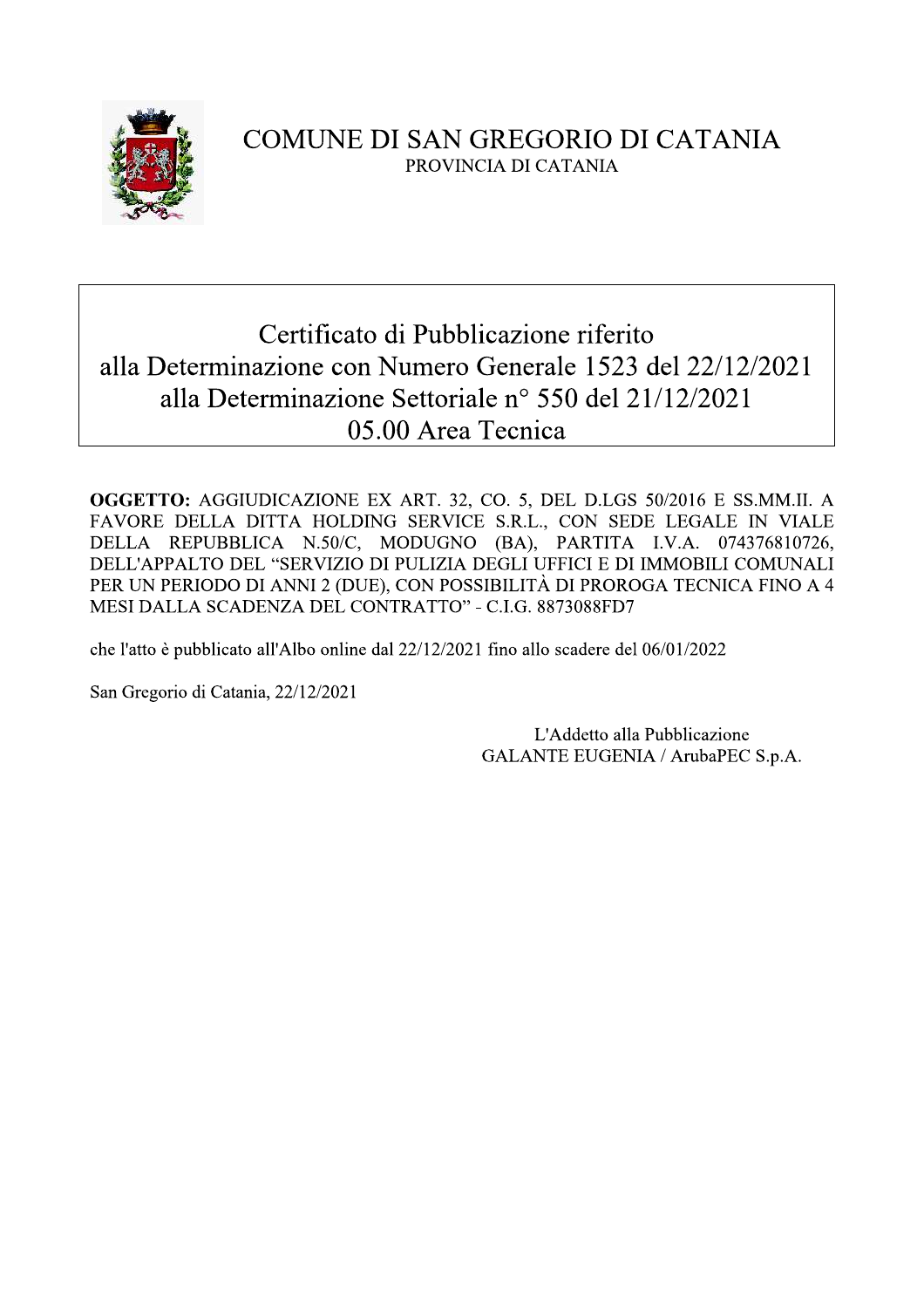# COMUNE DI SAN GREGORIO DI CATANIA

PROVINCIA DI CATANIA

## Certificato di Pubblicazione riferito alla Determinazione con Numero Generale 1523 del 22/12/2021 alla Determinazione Settoriale n° 550 del 21/12/2021 05.00 Area Tecnica

**OGGETTO:** AGGIUDICAZIONE EX ART. 32, CO. 5, DEL D.LGS 50/2016 E SS.MM.II. A FAVORE DELLA DITTA HOLDING SERVICE S.R.L., CON SEDE LEGALE IN VIALE DELLA REPUBBLICA N.50/C, MODUGNO (BA), PARTITA I.V.A. 074376810726, DELL'APPALTO DEL "SERVIZIO DI PULIZIA DEGLI UFFICI E DI IMMOBILI COMUNALI PER UN PERIODO DI ANNI 2 (DUE), CON POSSIBILITÀ DI PROROGA TECNICA FINO A 4 MESI DALLA SCADENZA DEL CONTRATTO" - C.I.G. 8873088FD7

che l'atto è pubblicato all'Albo online dal 22/12/2021 fino allo scadere del 06/01/2022

San Gregorio di Catania, 22/12/2021

L'Addetto alla Pubblicazione
GALANTE EUGENIA / ArubaPEC S.p.A.